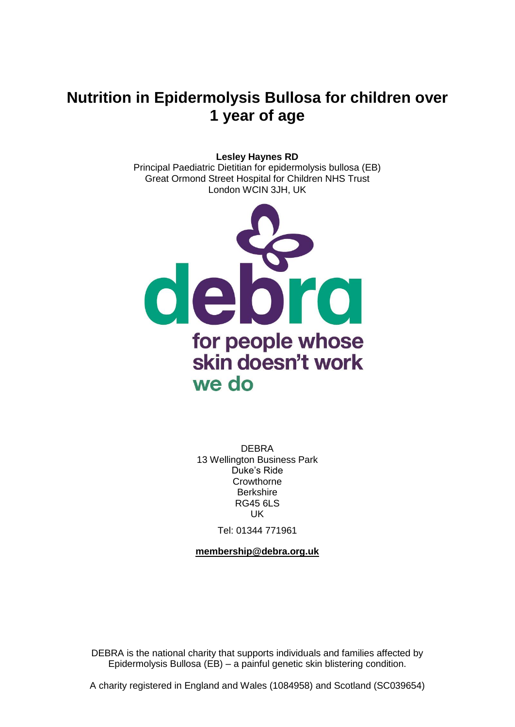# Nutrition in Epidermolysis Bullosa for children over 1 year of age

**Lesley Haynes RD**
Principal Paediatric Dietitian for epidermolysis bullosa (EB)
Great Ormond Street Hospital for Children NHS Trust
London WCIN 3JH, UK

debra
for people whose skin doesn't work
we do

DEBRA
13 Wellington Business Park
Duke's Ride
Crowthorne
Berkshire
RG45 6LS
UK

Tel: 01344 771961

**membership@debra.org.uk**

DEBRA is the national charity that supports individuals and families affected by Epidermolysis Bullosa (EB) – a painful genetic skin blistering condition.

A charity registered in England and Wales (1084958) and Scotland (SC039654)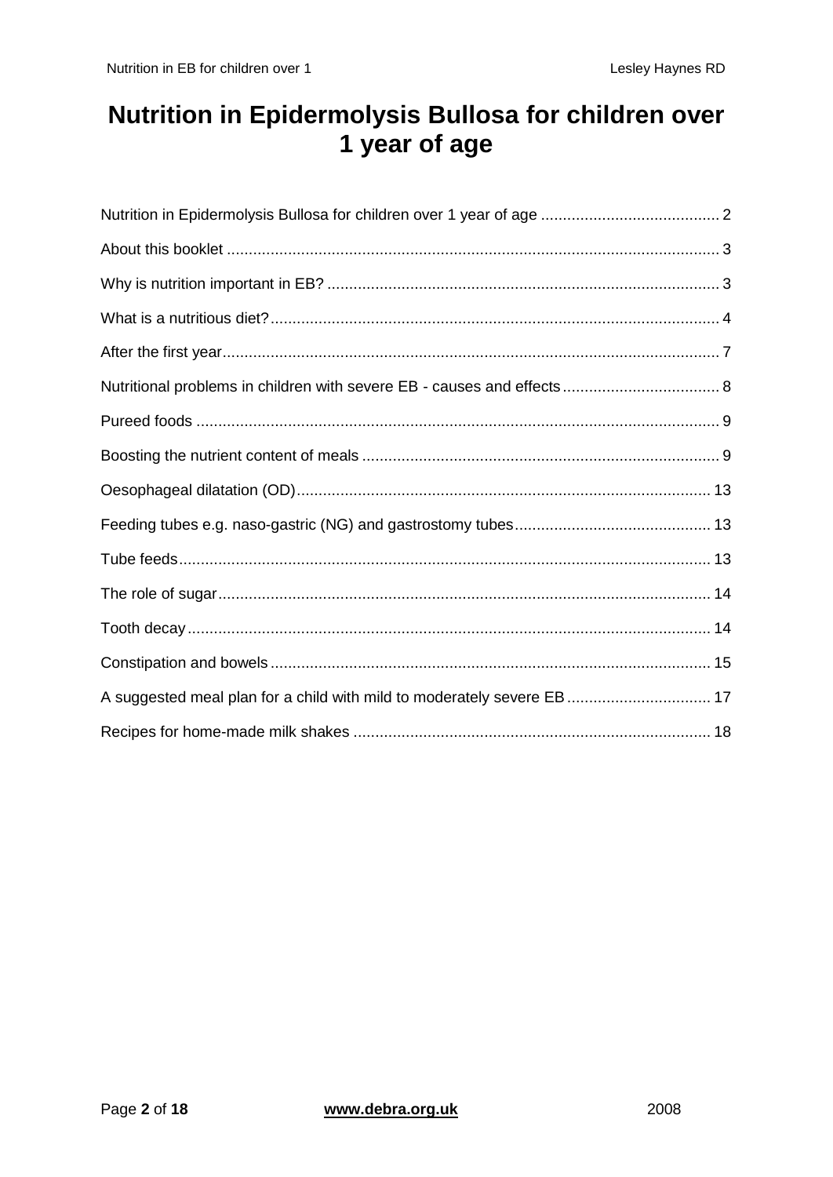# Nutrition in Epidermolysis Bullosa for children over 1 year of age

Nutrition in Epidermolysis Bullosa for children over 1 year of age ......................................... 2

About this booklet ................................................................................................................ 3

Why is nutrition important in EB? ......................................................................................... 3

What is a nutritious diet? ...................................................................................................... 4

After the first year ................................................................................................................. 7

Nutritional problems in children with severe EB - causes and effects .................................... 8

Pureed foods ........................................................................................................................ 9

Boosting the nutrient content of meals .................................................................................. 9

Oesophageal dilatation (OD) ............................................................................................... 13

Feeding tubes e.g. naso-gastric (NG) and gastrostomy tubes ............................................. 13

Tube feeds .......................................................................................................................... 13

The role of sugar ................................................................................................................. 14

Tooth decay ........................................................................................................................ 14

Constipation and bowels ..................................................................................................... 15

A suggested meal plan for a child with mild to moderately severe EB ................................. 17

Recipes for home-made milk shakes .................................................................................. 18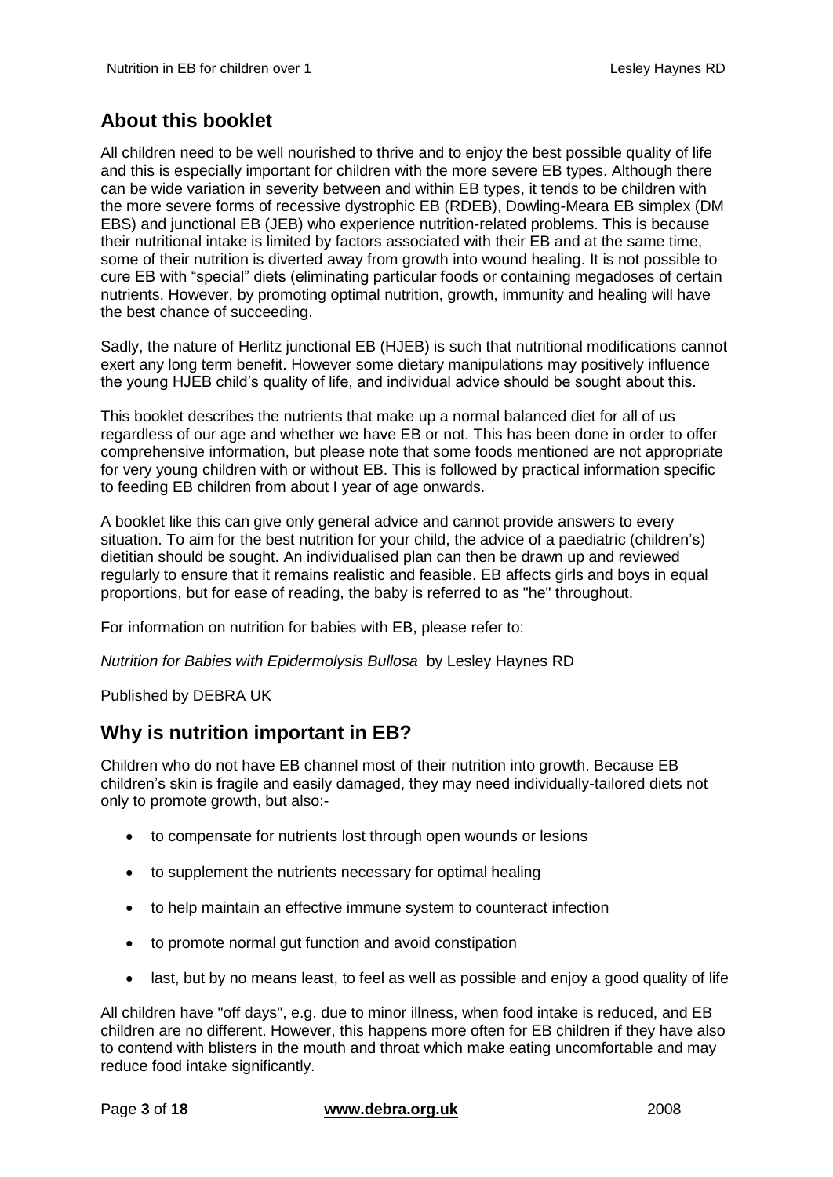## About this booklet

All children need to be well nourished to thrive and to enjoy the best possible quality of life and this is especially important for children with the more severe EB types. Although there can be wide variation in severity between and within EB types, it tends to be children with the more severe forms of recessive dystrophic EB (RDEB), Dowling-Meara EB simplex (DM EBS) and junctional EB (JEB) who experience nutrition-related problems. This is because their nutritional intake is limited by factors associated with their EB and at the same time, some of their nutrition is diverted away from growth into wound healing. It is not possible to cure EB with "special" diets (eliminating particular foods or containing megadoses of certain nutrients. However, by promoting optimal nutrition, growth, immunity and healing will have the best chance of succeeding.

Sadly, the nature of Herlitz junctional EB (HJEB) is such that nutritional modifications cannot exert any long term benefit. However some dietary manipulations may positively influence the young HJEB child's quality of life, and individual advice should be sought about this.

This booklet describes the nutrients that make up a normal balanced diet for all of us regardless of our age and whether we have EB or not. This has been done in order to offer comprehensive information, but please note that some foods mentioned are not appropriate for very young children with or without EB. This is followed by practical information specific to feeding EB children from about I year of age onwards.

A booklet like this can give only general advice and cannot provide answers to every situation. To aim for the best nutrition for your child, the advice of a paediatric (children's) dietitian should be sought. An individualised plan can then be drawn up and reviewed regularly to ensure that it remains realistic and feasible. EB affects girls and boys in equal proportions, but for ease of reading, the baby is referred to as "he" throughout.

For information on nutrition for babies with EB, please refer to:

*Nutrition for Babies with Epidermolysis Bullosa* by Lesley Haynes RD

Published by DEBRA UK

## Why is nutrition important in EB?

Children who do not have EB channel most of their nutrition into growth. Because EB children's skin is fragile and easily damaged, they may need individually-tailored diets not only to promote growth, but also:-

- to compensate for nutrients lost through open wounds or lesions
- to supplement the nutrients necessary for optimal healing
- to help maintain an effective immune system to counteract infection
- to promote normal gut function and avoid constipation
- last, but by no means least, to feel as well as possible and enjoy a good quality of life

All children have "off days", e.g. due to minor illness, when food intake is reduced, and EB children are no different. However, this happens more often for EB children if they have also to contend with blisters in the mouth and throat which make eating uncomfortable and may reduce food intake significantly.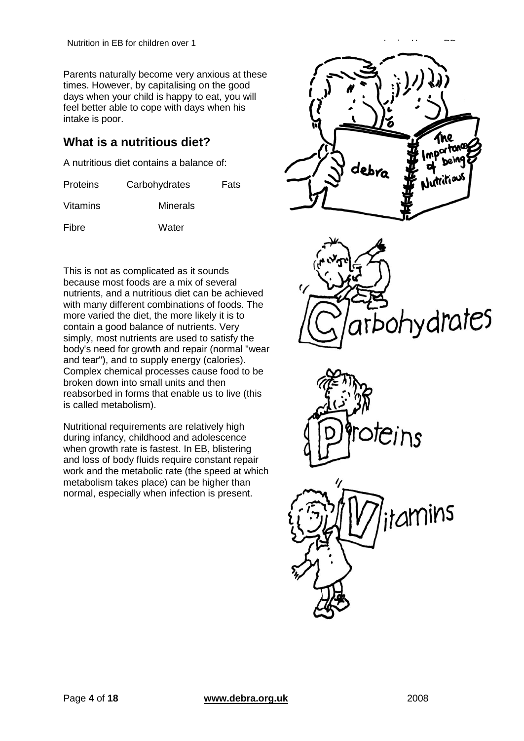Parents naturally become very anxious at these times. However, by capitalising on the good days when your child is happy to eat, you will feel better able to cope with days when his intake is poor.

## What is a nutritious diet?

A nutritious diet contains a balance of:

Proteins Carbohydrates Fats

Vitamins Minerals

Fibre Water

This is not as complicated as it sounds because most foods are a mix of several nutrients, and a nutritious diet can be achieved with many different combinations of foods. The more varied the diet, the more likely it is to contain a good balance of nutrients. Very simply, most nutrients are used to satisfy the body's need for growth and repair (normal "wear and tear"), and to supply energy (calories). Complex chemical processes cause food to be broken down into small units and then reabsorbed in forms that enable us to live (this is called metabolism).

Nutritional requirements are relatively high during infancy, childhood and adolescence when growth rate is fastest. In EB, blistering and loss of body fluids require constant repair work and the metabolic rate (the speed at which metabolism takes place) can be higher than normal, especially when infection is present.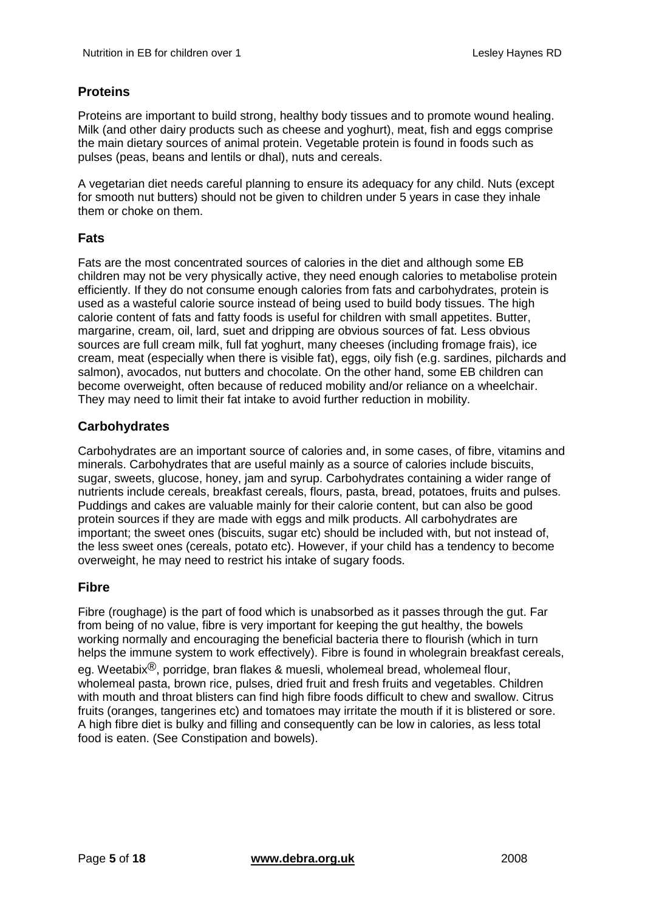## Proteins

Proteins are important to build strong, healthy body tissues and to promote wound healing. Milk (and other dairy products such as cheese and yoghurt), meat, fish and eggs comprise the main dietary sources of animal protein. Vegetable protein is found in foods such as pulses (peas, beans and lentils or dhal), nuts and cereals.

A vegetarian diet needs careful planning to ensure its adequacy for any child. Nuts (except for smooth nut butters) should not be given to children under 5 years in case they inhale them or choke on them.

## Fats

Fats are the most concentrated sources of calories in the diet and although some EB children may not be very physically active, they need enough calories to metabolise protein efficiently. If they do not consume enough calories from fats and carbohydrates, protein is used as a wasteful calorie source instead of being used to build body tissues. The high calorie content of fats and fatty foods is useful for children with small appetites. Butter, margarine, cream, oil, lard, suet and dripping are obvious sources of fat. Less obvious sources are full cream milk, full fat yoghurt, many cheeses (including fromage frais), ice cream, meat (especially when there is visible fat), eggs, oily fish (e.g. sardines, pilchards and salmon), avocados, nut butters and chocolate. On the other hand, some EB children can become overweight, often because of reduced mobility and/or reliance on a wheelchair. They may need to limit their fat intake to avoid further reduction in mobility.

## Carbohydrates

Carbohydrates are an important source of calories and, in some cases, of fibre, vitamins and minerals. Carbohydrates that are useful mainly as a source of calories include biscuits, sugar, sweets, glucose, honey, jam and syrup. Carbohydrates containing a wider range of nutrients include cereals, breakfast cereals, flours, pasta, bread, potatoes, fruits and pulses. Puddings and cakes are valuable mainly for their calorie content, but can also be good protein sources if they are made with eggs and milk products. All carbohydrates are important; the sweet ones (biscuits, sugar etc) should be included with, but not instead of, the less sweet ones (cereals, potato etc). However, if your child has a tendency to become overweight, he may need to restrict his intake of sugary foods.

## Fibre

Fibre (roughage) is the part of food which is unabsorbed as it passes through the gut. Far from being of no value, fibre is very important for keeping the gut healthy, the bowels working normally and encouraging the beneficial bacteria there to flourish (which in turn helps the immune system to work effectively). Fibre is found in wholegrain breakfast cereals, eg. Weetabix®, porridge, bran flakes & muesli, wholemeal bread, wholemeal flour, wholemeal pasta, brown rice, pulses, dried fruit and fresh fruits and vegetables. Children with mouth and throat blisters can find high fibre foods difficult to chew and swallow. Citrus fruits (oranges, tangerines etc) and tomatoes may irritate the mouth if it is blistered or sore. A high fibre diet is bulky and filling and consequently can be low in calories, as less total food is eaten. (See Constipation and bowels).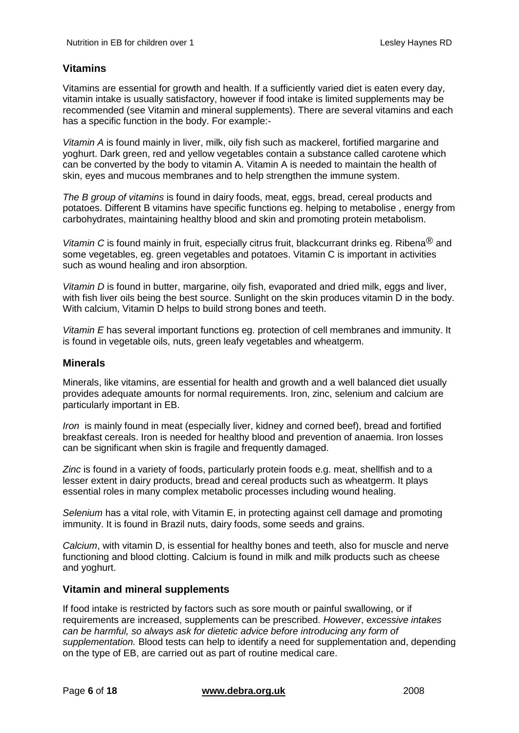## Vitamins

Vitamins are essential for growth and health. If a sufficiently varied diet is eaten every day, vitamin intake is usually satisfactory, however if food intake is limited supplements may be recommended (see Vitamin and mineral supplements). There are several vitamins and each has a specific function in the body. For example:-

*Vitamin A* is found mainly in liver, milk, oily fish such as mackerel, fortified margarine and yoghurt. Dark green, red and yellow vegetables contain a substance called carotene which can be converted by the body to vitamin A. Vitamin A is needed to maintain the health of skin, eyes and mucous membranes and to help strengthen the immune system.

*The B group of vitamins* is found in dairy foods, meat, eggs, bread, cereal products and potatoes. Different B vitamins have specific functions eg. helping to metabolise , energy from carbohydrates, maintaining healthy blood and skin and promoting protein metabolism.

*Vitamin C* is found mainly in fruit, especially citrus fruit, blackcurrant drinks eg. Ribena® and some vegetables, eg. green vegetables and potatoes. Vitamin C is important in activities such as wound healing and iron absorption.

*Vitamin D* is found in butter, margarine, oily fish, evaporated and dried milk, eggs and liver, with fish liver oils being the best source. Sunlight on the skin produces vitamin D in the body. With calcium, Vitamin D helps to build strong bones and teeth.

*Vitamin E* has several important functions eg. protection of cell membranes and immunity. It is found in vegetable oils, nuts, green leafy vegetables and wheatgerm.

## Minerals

Minerals, like vitamins, are essential for health and growth and a well balanced diet usually provides adequate amounts for normal requirements. Iron, zinc, selenium and calcium are particularly important in EB.

*Iron* is mainly found in meat (especially liver, kidney and corned beef), bread and fortified breakfast cereals. Iron is needed for healthy blood and prevention of anaemia. Iron losses can be significant when skin is fragile and frequently damaged.

*Zinc* is found in a variety of foods, particularly protein foods e.g. meat, shellfish and to a lesser extent in dairy products, bread and cereal products such as wheatgerm. It plays essential roles in many complex metabolic processes including wound healing.

*Selenium* has a vital role, with Vitamin E, in protecting against cell damage and promoting immunity. It is found in Brazil nuts, dairy foods, some seeds and grains.

*Calcium*, with vitamin D, is essential for healthy bones and teeth, also for muscle and nerve functioning and blood clotting. Calcium is found in milk and milk products such as cheese and yoghurt.

## Vitamin and mineral supplements

If food intake is restricted by factors such as sore mouth or painful swallowing, or if requirements are increased, supplements can be prescribed. *However*, *excessive intakes can be harmful, so always ask for dietetic advice before introducing any form of supplementation.* Blood tests can help to identify a need for supplementation and, depending on the type of EB, are carried out as part of routine medical care.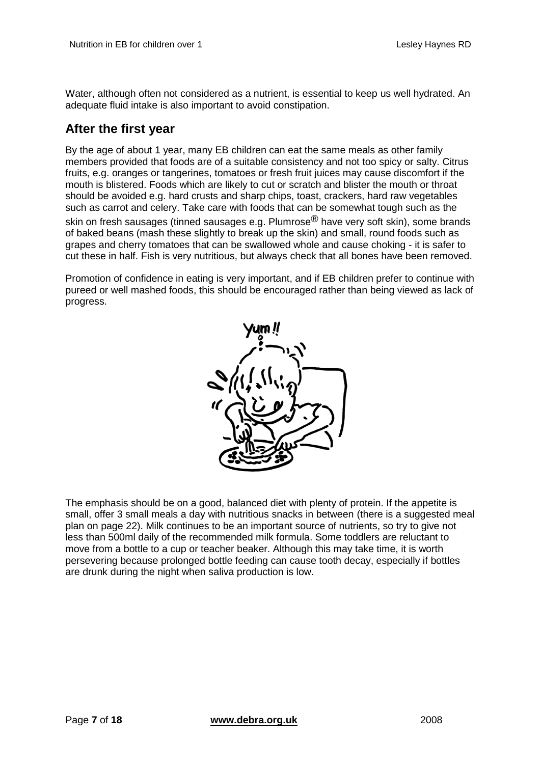Water, although often not considered as a nutrient, is essential to keep us well hydrated. An adequate fluid intake is also important to avoid constipation.

## After the first year

By the age of about 1 year, many EB children can eat the same meals as other family members provided that foods are of a suitable consistency and not too spicy or salty. Citrus fruits, e.g. oranges or tangerines, tomatoes or fresh fruit juices may cause discomfort if the mouth is blistered. Foods which are likely to cut or scratch and blister the mouth or throat should be avoided e.g. hard crusts and sharp chips, toast, crackers, hard raw vegetables such as carrot and celery. Take care with foods that can be somewhat tough such as the skin on fresh sausages (tinned sausages e.g. Plumrose® have very soft skin), some brands of baked beans (mash these slightly to break up the skin) and small, round foods such as grapes and cherry tomatoes that can be swallowed whole and cause choking - it is safer to cut these in half. Fish is very nutritious, but always check that all bones have been removed.

Promotion of confidence in eating is very important, and if EB children prefer to continue with pureed or well mashed foods, this should be encouraged rather than being viewed as lack of progress.

The emphasis should be on a good, balanced diet with plenty of protein. If the appetite is small, offer 3 small meals a day with nutritious snacks in between (there is a suggested meal plan on page 22). Milk continues to be an important source of nutrients, so try to give not less than 500ml daily of the recommended milk formula. Some toddlers are reluctant to move from a bottle to a cup or teacher beaker. Although this may take time, it is worth persevering because prolonged bottle feeding can cause tooth decay, especially if bottles are drunk during the night when saliva production is low.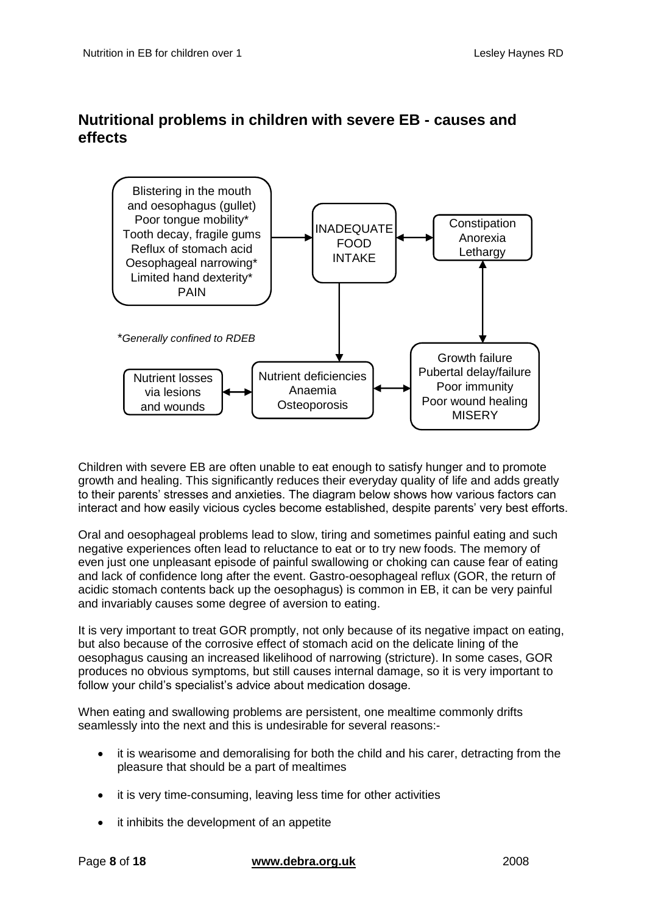## Nutritional problems in children with severe EB - causes and effects

Blistering in the mouth and oesophagus (gullet)
Poor tongue mobility*
Tooth decay, fragile gums
Reflux of stomach acid
Oesophageal narrowing*
Limited hand dexterity*
PAIN

INADEQUATE FOOD INTAKE

Constipation
Anorexia
Lethargy

*\*Generally confined to RDEB*

Nutrient losses via lesions and wounds

Nutrient deficiencies
Anaemia
Osteoporosis

Growth failure
Pubertal delay/failure
Poor immunity
Poor wound healing
MISERY

Children with severe EB are often unable to eat enough to satisfy hunger and to promote growth and healing. This significantly reduces their everyday quality of life and adds greatly to their parents' stresses and anxieties. The diagram below shows how various factors can interact and how easily vicious cycles become established, despite parents' very best efforts.

Oral and oesophageal problems lead to slow, tiring and sometimes painful eating and such negative experiences often lead to reluctance to eat or to try new foods. The memory of even just one unpleasant episode of painful swallowing or choking can cause fear of eating and lack of confidence long after the event. Gastro-oesophageal reflux (GOR, the return of acidic stomach contents back up the oesophagus) is common in EB, it can be very painful and invariably causes some degree of aversion to eating.

It is very important to treat GOR promptly, not only because of its negative impact on eating, but also because of the corrosive effect of stomach acid on the delicate lining of the oesophagus causing an increased likelihood of narrowing (stricture). In some cases, GOR produces no obvious symptoms, but still causes internal damage, so it is very important to follow your child's specialist's advice about medication dosage.

When eating and swallowing problems are persistent, one mealtime commonly drifts seamlessly into the next and this is undesirable for several reasons:-

- it is wearisome and demoralising for both the child and his carer, detracting from the pleasure that should be a part of mealtimes
- it is very time-consuming, leaving less time for other activities
- it inhibits the development of an appetite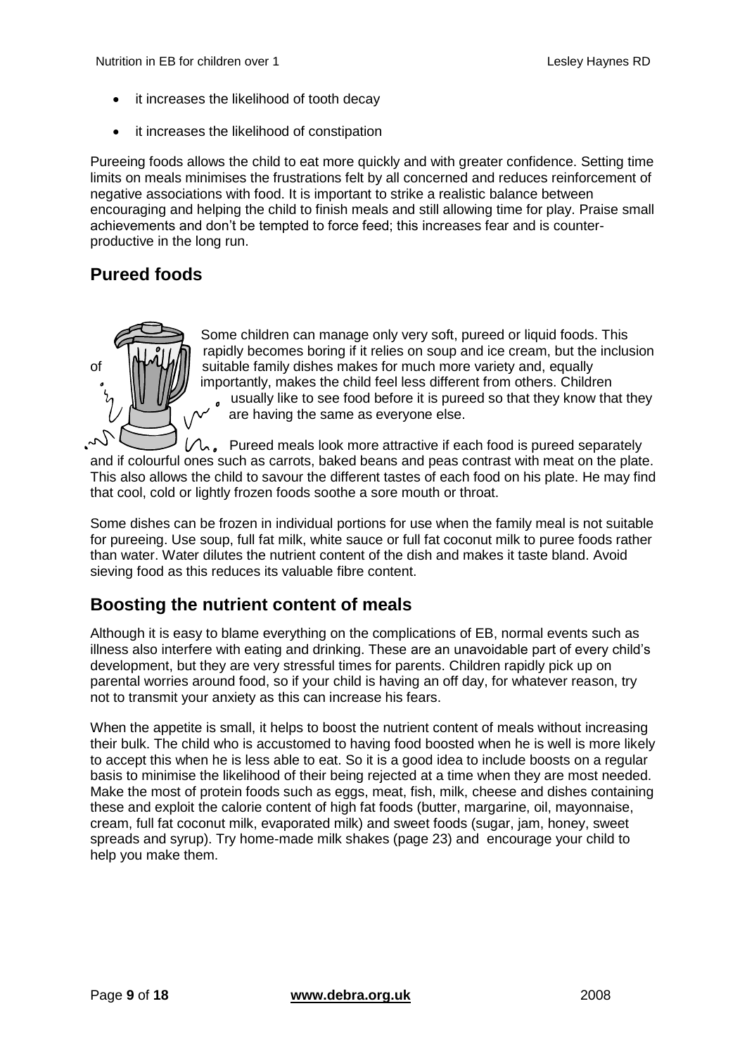- it increases the likelihood of tooth decay
- it increases the likelihood of constipation

Pureeing foods allows the child to eat more quickly and with greater confidence. Setting time limits on meals minimises the frustrations felt by all concerned and reduces reinforcement of negative associations with food. It is important to strike a realistic balance between encouraging and helping the child to finish meals and still allowing time for play. Praise small achievements and don't be tempted to force feed; this increases fear and is counter-productive in the long run.

## Pureed foods

Some children can manage only very soft, pureed or liquid foods. This rapidly becomes boring if it relies on soup and ice cream, but the inclusion of suitable family dishes makes for much more variety and, equally importantly, makes the child feel less different from others. Children usually like to see food before it is pureed so that they know that they are having the same as everyone else.

Pureed meals look more attractive if each food is pureed separately and if colourful ones such as carrots, baked beans and peas contrast with meat on the plate. This also allows the child to savour the different tastes of each food on his plate. He may find that cool, cold or lightly frozen foods soothe a sore mouth or throat.

Some dishes can be frozen in individual portions for use when the family meal is not suitable for pureeing. Use soup, full fat milk, white sauce or full fat coconut milk to puree foods rather than water. Water dilutes the nutrient content of the dish and makes it taste bland. Avoid sieving food as this reduces its valuable fibre content.

## Boosting the nutrient content of meals

Although it is easy to blame everything on the complications of EB, normal events such as illness also interfere with eating and drinking. These are an unavoidable part of every child's development, but they are very stressful times for parents. Children rapidly pick up on parental worries around food, so if your child is having an off day, for whatever reason, try not to transmit your anxiety as this can increase his fears.

When the appetite is small, it helps to boost the nutrient content of meals without increasing their bulk. The child who is accustomed to having food boosted when he is well is more likely to accept this when he is less able to eat. So it is a good idea to include boosts on a regular basis to minimise the likelihood of their being rejected at a time when they are most needed. Make the most of protein foods such as eggs, meat, fish, milk, cheese and dishes containing these and exploit the calorie content of high fat foods (butter, margarine, oil, mayonnaise, cream, full fat coconut milk, evaporated milk) and sweet foods (sugar, jam, honey, sweet spreads and syrup). Try home-made milk shakes (page 23) and encourage your child to help you make them.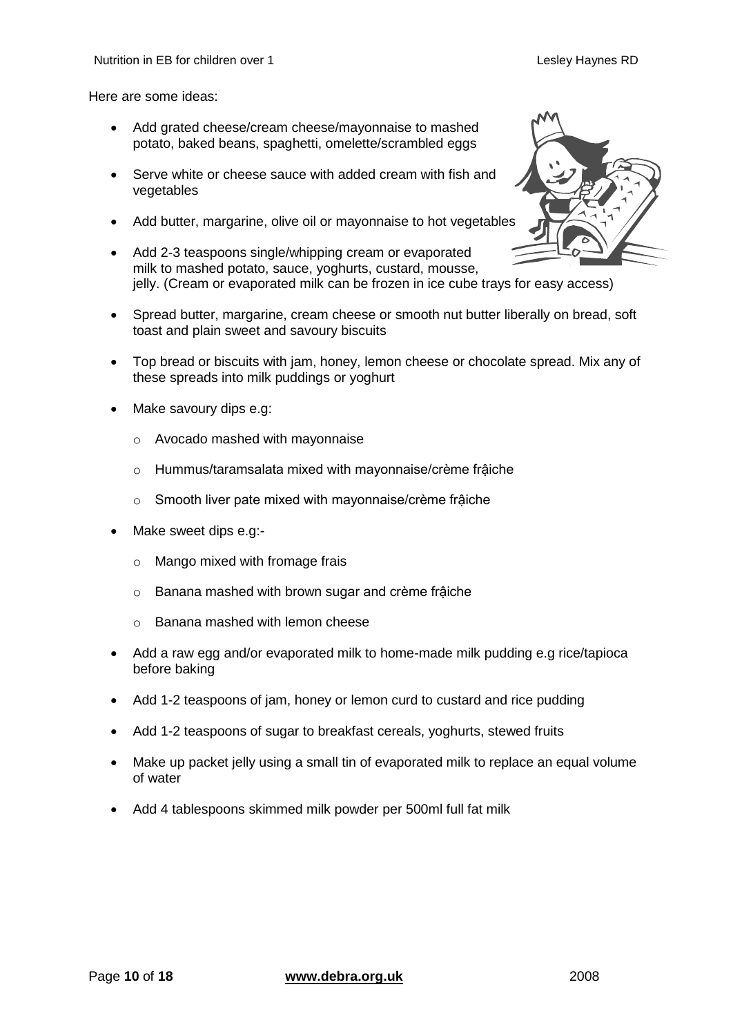Here are some ideas:

- Add grated cheese/cream cheese/mayonnaise to mashed potato, baked beans, spaghetti, omelette/scrambled eggs
- Serve white or cheese sauce with added cream with fish and vegetables
- Add butter, margarine, olive oil or mayonnaise to hot vegetables
- Add 2-3 teaspoons single/whipping cream or evaporated milk to mashed potato, sauce, yoghurts, custard, mousse, jelly. (Cream or evaporated milk can be frozen in ice cube trays for easy access)
- Spread butter, margarine, cream cheese or smooth nut butter liberally on bread, soft toast and plain sweet and savoury biscuits
- Top bread or biscuits with jam, honey, lemon cheese or chocolate spread. Mix any of these spreads into milk puddings or yoghurt
- Make savoury dips e.g:
  - Avocado mashed with mayonnaise
  - Hummus/taramsalata mixed with mayonnaise/crème frậiche
  - Smooth liver pate mixed with mayonnaise/crème frậiche
- Make sweet dips e.g:-
  - Mango mixed with fromage frais
  - Banana mashed with brown sugar and crème frậiche
  - Banana mashed with lemon cheese
- Add a raw egg and/or evaporated milk to home-made milk pudding e.g rice/tapioca before baking
- Add 1-2 teaspoons of jam, honey or lemon curd to custard and rice pudding
- Add 1-2 teaspoons of sugar to breakfast cereals, yoghurts, stewed fruits
- Make up packet jelly using a small tin of evaporated milk to replace an equal volume of water
- Add 4 tablespoons skimmed milk powder per 500ml full fat milk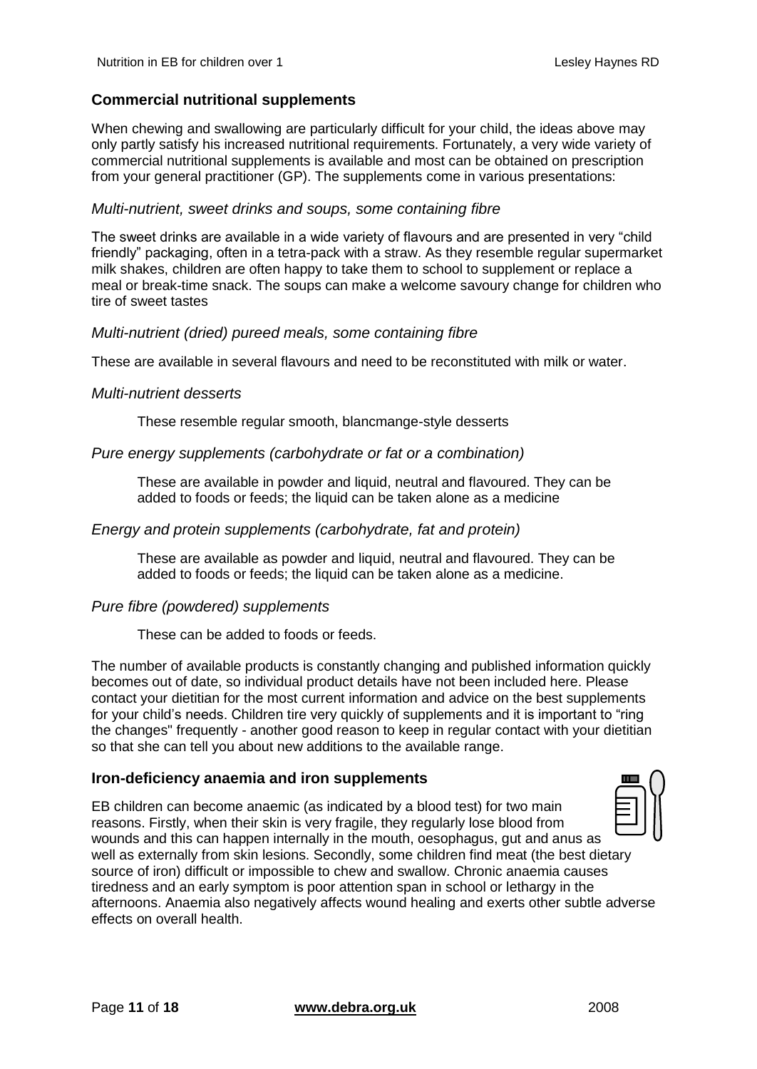## Commercial nutritional supplements

When chewing and swallowing are particularly difficult for your child, the ideas above may only partly satisfy his increased nutritional requirements. Fortunately, a very wide variety of commercial nutritional supplements is available and most can be obtained on prescription from your general practitioner (GP). The supplements come in various presentations:

### *Multi-nutrient, sweet drinks and soups, some containing fibre*

The sweet drinks are available in a wide variety of flavours and are presented in very "child friendly" packaging, often in a tetra-pack with a straw. As they resemble regular supermarket milk shakes, children are often happy to take them to school to supplement or replace a meal or break-time snack. The soups can make a welcome savoury change for children who tire of sweet tastes

### *Multi-nutrient (dried) pureed meals, some containing fibre*

These are available in several flavours and need to be reconstituted with milk or water.

### *Multi-nutrient desserts*

These resemble regular smooth, blancmange-style desserts

### *Pure energy supplements (carbohydrate or fat or a combination)*

These are available in powder and liquid, neutral and flavoured. They can be added to foods or feeds; the liquid can be taken alone as a medicine

### *Energy and protein supplements (carbohydrate, fat and protein)*

These are available as powder and liquid, neutral and flavoured. They can be added to foods or feeds; the liquid can be taken alone as a medicine.

### *Pure fibre (powdered) supplements*

These can be added to foods or feeds.

The number of available products is constantly changing and published information quickly becomes out of date, so individual product details have not been included here. Please contact your dietitian for the most current information and advice on the best supplements for your child's needs. Children tire very quickly of supplements and it is important to "ring the changes" frequently - another good reason to keep in regular contact with your dietitian so that she can tell you about new additions to the available range.

## Iron-deficiency anaemia and iron supplements

EB children can become anaemic (as indicated by a blood test) for two main reasons. Firstly, when their skin is very fragile, they regularly lose blood from wounds and this can happen internally in the mouth, oesophagus, gut and anus as well as externally from skin lesions. Secondly, some children find meat (the best dietary source of iron) difficult or impossible to chew and swallow. Chronic anaemia causes tiredness and an early symptom is poor attention span in school or lethargy in the afternoons. Anaemia also negatively affects wound healing and exerts other subtle adverse effects on overall health.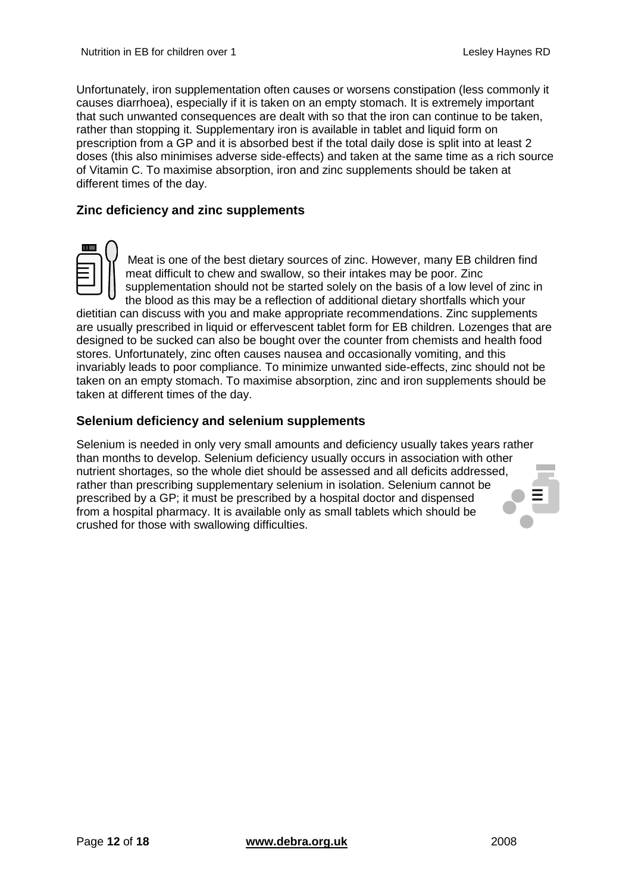Unfortunately, iron supplementation often causes or worsens constipation (less commonly it causes diarrhoea), especially if it is taken on an empty stomach. It is extremely important that such unwanted consequences are dealt with so that the iron can continue to be taken, rather than stopping it. Supplementary iron is available in tablet and liquid form on prescription from a GP and it is absorbed best if the total daily dose is split into at least 2 doses (this also minimises adverse side-effects) and taken at the same time as a rich source of Vitamin C. To maximise absorption, iron and zinc supplements should be taken at different times of the day.

### Zinc deficiency and zinc supplements

Meat is one of the best dietary sources of zinc. However, many EB children find meat difficult to chew and swallow, so their intakes may be poor. Zinc supplementation should not be started solely on the basis of a low level of zinc in the blood as this may be a reflection of additional dietary shortfalls which your dietitian can discuss with you and make appropriate recommendations. Zinc supplements are usually prescribed in liquid or effervescent tablet form for EB children. Lozenges that are designed to be sucked can also be bought over the counter from chemists and health food stores. Unfortunately, zinc often causes nausea and occasionally vomiting, and this invariably leads to poor compliance. To minimize unwanted side-effects, zinc should not be taken on an empty stomach. To maximise absorption, zinc and iron supplements should be taken at different times of the day.

### Selenium deficiency and selenium supplements

Selenium is needed in only very small amounts and deficiency usually takes years rather than months to develop. Selenium deficiency usually occurs in association with other nutrient shortages, so the whole diet should be assessed and all deficits addressed, rather than prescribing supplementary selenium in isolation. Selenium cannot be prescribed by a GP; it must be prescribed by a hospital doctor and dispensed from a hospital pharmacy. It is available only as small tablets which should be crushed for those with swallowing difficulties.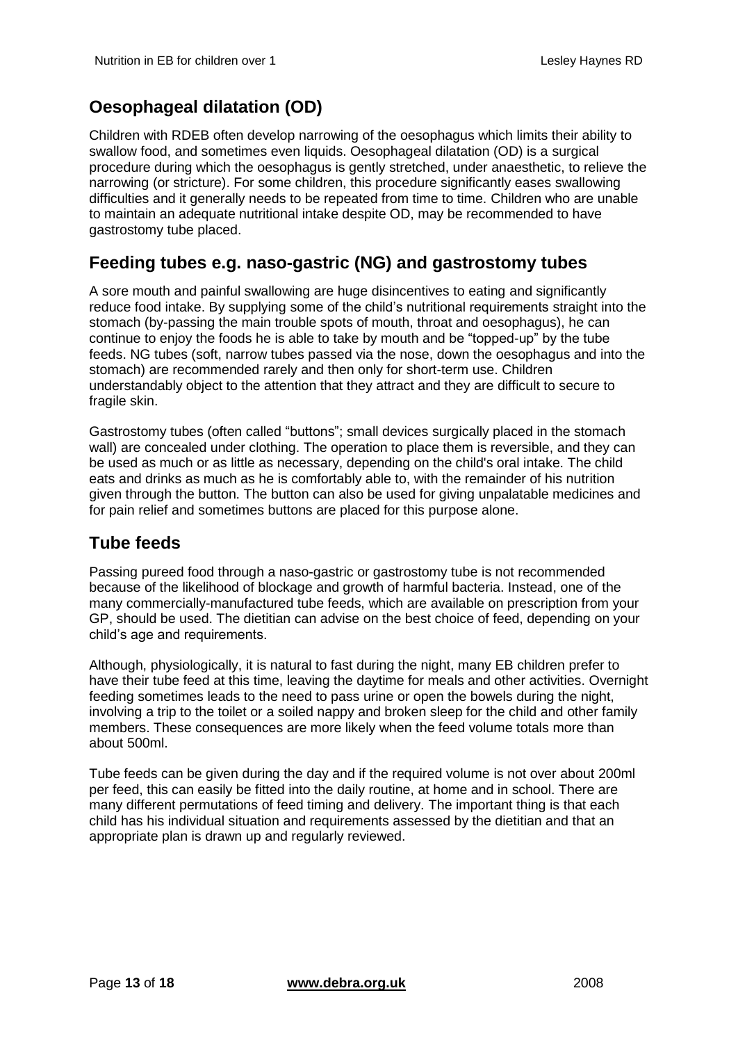## Oesophageal dilatation (OD)

Children with RDEB often develop narrowing of the oesophagus which limits their ability to swallow food, and sometimes even liquids. Oesophageal dilatation (OD) is a surgical procedure during which the oesophagus is gently stretched, under anaesthetic, to relieve the narrowing (or stricture). For some children, this procedure significantly eases swallowing difficulties and it generally needs to be repeated from time to time. Children who are unable to maintain an adequate nutritional intake despite OD, may be recommended to have gastrostomy tube placed.

## Feeding tubes e.g. naso-gastric (NG) and gastrostomy tubes

A sore mouth and painful swallowing are huge disincentives to eating and significantly reduce food intake. By supplying some of the child's nutritional requirements straight into the stomach (by-passing the main trouble spots of mouth, throat and oesophagus), he can continue to enjoy the foods he is able to take by mouth and be "topped-up" by the tube feeds. NG tubes (soft, narrow tubes passed via the nose, down the oesophagus and into the stomach) are recommended rarely and then only for short-term use. Children understandably object to the attention that they attract and they are difficult to secure to fragile skin.

Gastrostomy tubes (often called "buttons"; small devices surgically placed in the stomach wall) are concealed under clothing. The operation to place them is reversible, and they can be used as much or as little as necessary, depending on the child's oral intake. The child eats and drinks as much as he is comfortably able to, with the remainder of his nutrition given through the button. The button can also be used for giving unpalatable medicines and for pain relief and sometimes buttons are placed for this purpose alone.

## Tube feeds

Passing pureed food through a naso-gastric or gastrostomy tube is not recommended because of the likelihood of blockage and growth of harmful bacteria. Instead, one of the many commercially-manufactured tube feeds, which are available on prescription from your GP, should be used. The dietitian can advise on the best choice of feed, depending on your child's age and requirements.

Although, physiologically, it is natural to fast during the night, many EB children prefer to have their tube feed at this time, leaving the daytime for meals and other activities. Overnight feeding sometimes leads to the need to pass urine or open the bowels during the night, involving a trip to the toilet or a soiled nappy and broken sleep for the child and other family members. These consequences are more likely when the feed volume totals more than about 500ml.

Tube feeds can be given during the day and if the required volume is not over about 200ml per feed, this can easily be fitted into the daily routine, at home and in school. There are many different permutations of feed timing and delivery. The important thing is that each child has his individual situation and requirements assessed by the dietitian and that an appropriate plan is drawn up and regularly reviewed.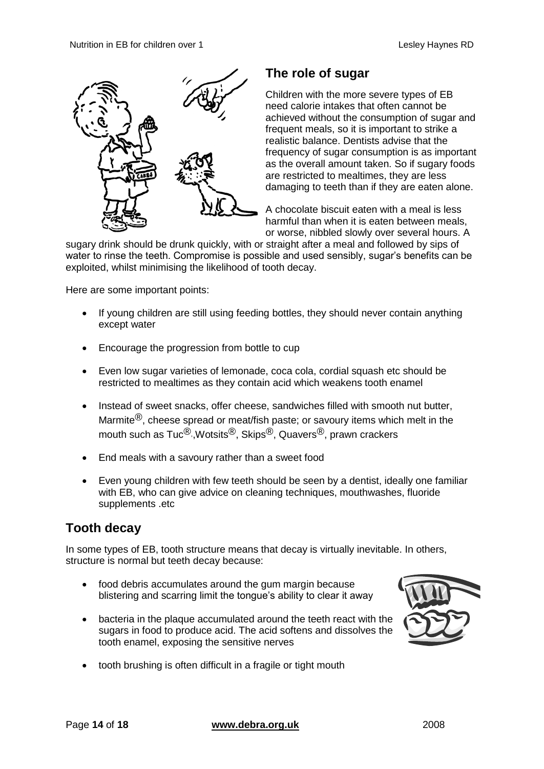## The role of sugar

Children with the more severe types of EB need calorie intakes that often cannot be achieved without the consumption of sugar and frequent meals, so it is important to strike a realistic balance. Dentists advise that the frequency of sugar consumption is as important as the overall amount taken. So if sugary foods are restricted to mealtimes, they are less damaging to teeth than if they are eaten alone.

A chocolate biscuit eaten with a meal is less harmful than when it is eaten between meals, or worse, nibbled slowly over several hours. A sugary drink should be drunk quickly, with or straight after a meal and followed by sips of water to rinse the teeth. Compromise is possible and used sensibly, sugar's benefits can be exploited, whilst minimising the likelihood of tooth decay.

Here are some important points:

- If young children are still using feeding bottles, they should never contain anything except water
- Encourage the progression from bottle to cup
- Even low sugar varieties of lemonade, coca cola, cordial squash etc should be restricted to mealtimes as they contain acid which weakens tooth enamel
- Instead of sweet snacks, offer cheese, sandwiches filled with smooth nut butter, Marmite®, cheese spread or meat/fish paste; or savoury items which melt in the mouth such as Tuc®, Wotsits®, Skips®, Quavers®, prawn crackers
- End meals with a savoury rather than a sweet food
- Even young children with few teeth should be seen by a dentist, ideally one familiar with EB, who can give advice on cleaning techniques, mouthwashes, fluoride supplements .etc

## Tooth decay

In some types of EB, tooth structure means that decay is virtually inevitable. In others, structure is normal but teeth decay because:

- food debris accumulates around the gum margin because blistering and scarring limit the tongue's ability to clear it away
- bacteria in the plaque accumulated around the teeth react with the sugars in food to produce acid. The acid softens and dissolves the tooth enamel, exposing the sensitive nerves
- tooth brushing is often difficult in a fragile or tight mouth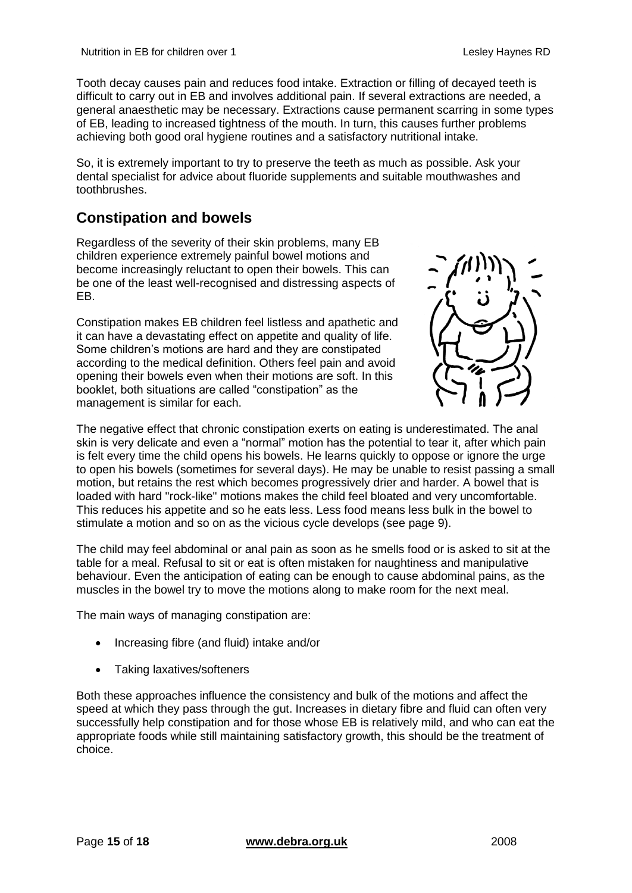Tooth decay causes pain and reduces food intake. Extraction or filling of decayed teeth is difficult to carry out in EB and involves additional pain. If several extractions are needed, a general anaesthetic may be necessary. Extractions cause permanent scarring in some types of EB, leading to increased tightness of the mouth. In turn, this causes further problems achieving both good oral hygiene routines and a satisfactory nutritional intake.

So, it is extremely important to try to preserve the teeth as much as possible. Ask your dental specialist for advice about fluoride supplements and suitable mouthwashes and toothbrushes.

## Constipation and bowels

Regardless of the severity of their skin problems, many EB children experience extremely painful bowel motions and become increasingly reluctant to open their bowels. This can be one of the least well-recognised and distressing aspects of EB.

Constipation makes EB children feel listless and apathetic and it can have a devastating effect on appetite and quality of life. Some children's motions are hard and they are constipated according to the medical definition. Others feel pain and avoid opening their bowels even when their motions are soft. In this booklet, both situations are called "constipation" as the management is similar for each.

The negative effect that chronic constipation exerts on eating is underestimated. The anal skin is very delicate and even a "normal" motion has the potential to tear it, after which pain is felt every time the child opens his bowels. He learns quickly to oppose or ignore the urge to open his bowels (sometimes for several days). He may be unable to resist passing a small motion, but retains the rest which becomes progressively drier and harder. A bowel that is loaded with hard "rock-like" motions makes the child feel bloated and very uncomfortable. This reduces his appetite and so he eats less. Less food means less bulk in the bowel to stimulate a motion and so on as the vicious cycle develops (see page 9).

The child may feel abdominal or anal pain as soon as he smells food or is asked to sit at the table for a meal. Refusal to sit or eat is often mistaken for naughtiness and manipulative behaviour. Even the anticipation of eating can be enough to cause abdominal pains, as the muscles in the bowel try to move the motions along to make room for the next meal.

The main ways of managing constipation are:

- Increasing fibre (and fluid) intake and/or
- Taking laxatives/softeners

Both these approaches influence the consistency and bulk of the motions and affect the speed at which they pass through the gut. Increases in dietary fibre and fluid can often very successfully help constipation and for those whose EB is relatively mild, and who can eat the appropriate foods while still maintaining satisfactory growth, this should be the treatment of choice.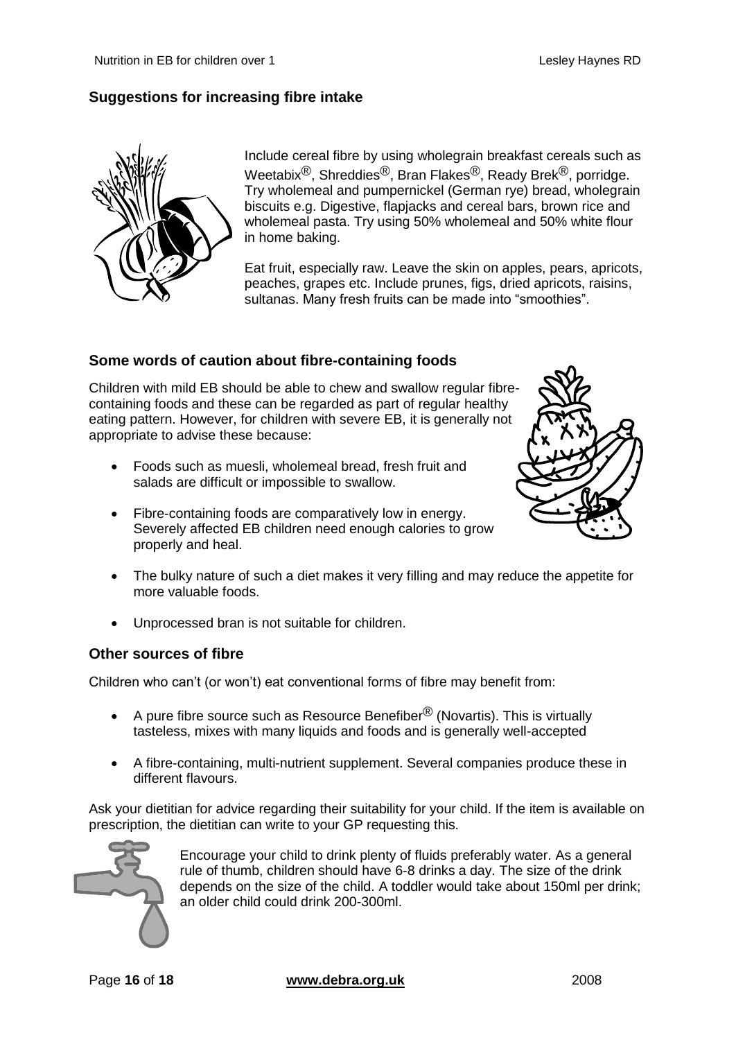## Suggestions for increasing fibre intake

Include cereal fibre by using wholegrain breakfast cereals such as Weetabix®, Shreddies®, Bran Flakes®, Ready Brek®, porridge. Try wholemeal and pumpernickel (German rye) bread, wholegrain biscuits e.g. Digestive, flapjacks and cereal bars, brown rice and wholemeal pasta. Try using 50% wholemeal and 50% white flour in home baking.

Eat fruit, especially raw. Leave the skin on apples, pears, apricots, peaches, grapes etc. Include prunes, figs, dried apricots, raisins, sultanas. Many fresh fruits can be made into "smoothies".

## Some words of caution about fibre-containing foods

Children with mild EB should be able to chew and swallow regular fibre-containing foods and these can be regarded as part of regular healthy eating pattern. However, for children with severe EB, it is generally not appropriate to advise these because:

- Foods such as muesli, wholemeal bread, fresh fruit and salads are difficult or impossible to swallow.
- Fibre-containing foods are comparatively low in energy. Severely affected EB children need enough calories to grow properly and heal.
- The bulky nature of such a diet makes it very filling and may reduce the appetite for more valuable foods.
- Unprocessed bran is not suitable for children.

## Other sources of fibre

Children who can't (or won't) eat conventional forms of fibre may benefit from:

- A pure fibre source such as Resource Benefiber® (Novartis). This is virtually tasteless, mixes with many liquids and foods and is generally well-accepted
- A fibre-containing, multi-nutrient supplement. Several companies produce these in different flavours.

Ask your dietitian for advice regarding their suitability for your child. If the item is available on prescription, the dietitian can write to your GP requesting this.

Encourage your child to drink plenty of fluids preferably water. As a general rule of thumb, children should have 6-8 drinks a day. The size of the drink depends on the size of the child. A toddler would take about 150ml per drink; an older child could drink 200-300ml.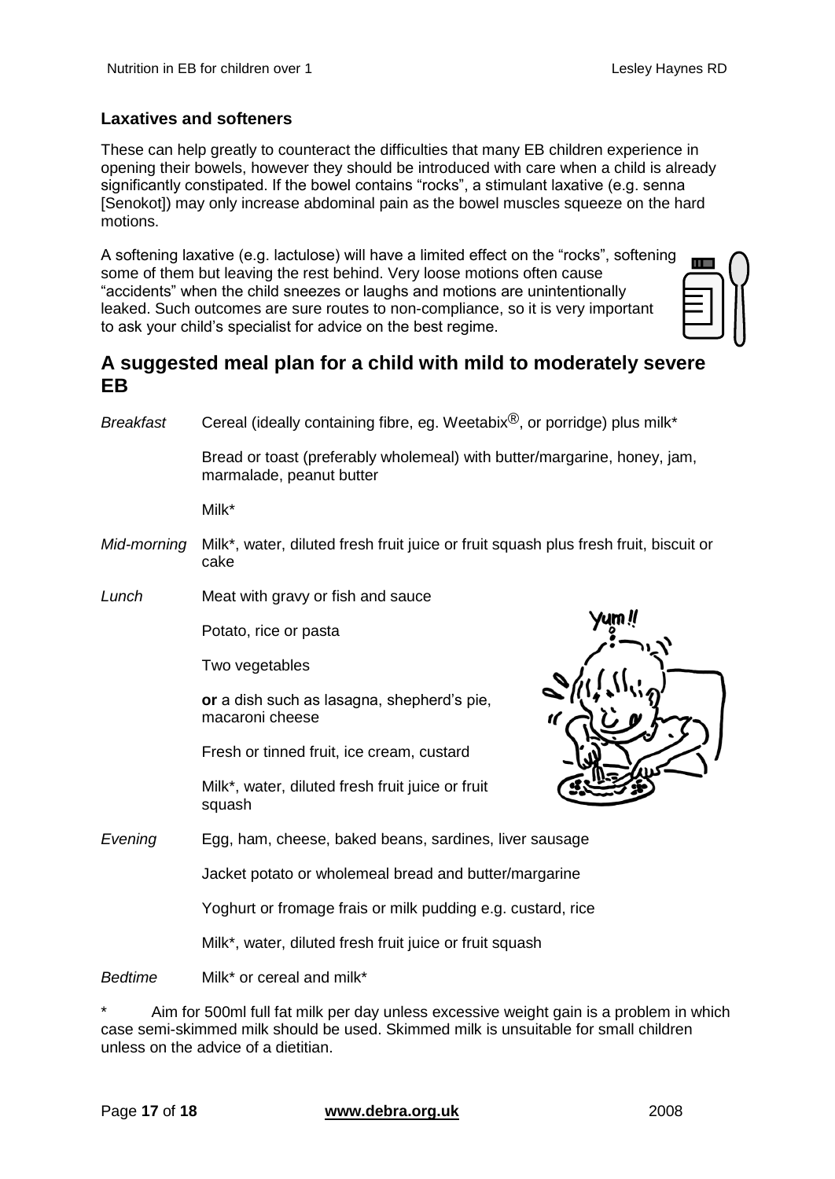### Laxatives and softeners

These can help greatly to counteract the difficulties that many EB children experience in opening their bowels, however they should be introduced with care when a child is already significantly constipated. If the bowel contains "rocks", a stimulant laxative (e.g. senna [Senokot]) may only increase abdominal pain as the bowel muscles squeeze on the hard motions.

A softening laxative (e.g. lactulose) will have a limited effect on the "rocks", softening some of them but leaving the rest behind. Very loose motions often cause "accidents" when the child sneezes or laughs and motions are unintentionally leaked. Such outcomes are sure routes to non-compliance, so it is very important to ask your child's specialist for advice on the best regime.

## A suggested meal plan for a child with mild to moderately severe EB

*Breakfast*

Cereal (ideally containing fibre, eg. Weetabix®, or porridge) plus milk*

Bread or toast (preferably wholemeal) with butter/margarine, honey, jam, marmalade, peanut butter

Milk*

*Mid-morning*

Milk*, water, diluted fresh fruit juice or fruit squash plus fresh fruit, biscuit or cake

*Lunch*

Meat with gravy or fish and sauce

Potato, rice or pasta

Two vegetables

**or** a dish such as lasagna, shepherd's pie, macaroni cheese

Fresh or tinned fruit, ice cream, custard

Milk*, water, diluted fresh fruit juice or fruit squash

*Evening*

Egg, ham, cheese, baked beans, sardines, liver sausage

Jacket potato or wholemeal bread and butter/margarine

Yoghurt or fromage frais or milk pudding e.g. custard, rice

Milk*, water, diluted fresh fruit juice or fruit squash

*Bedtime*

Milk* or cereal and milk*

\* Aim for 500ml full fat milk per day unless excessive weight gain is a problem in which case semi-skimmed milk should be used. Skimmed milk is unsuitable for small children unless on the advice of a dietitian.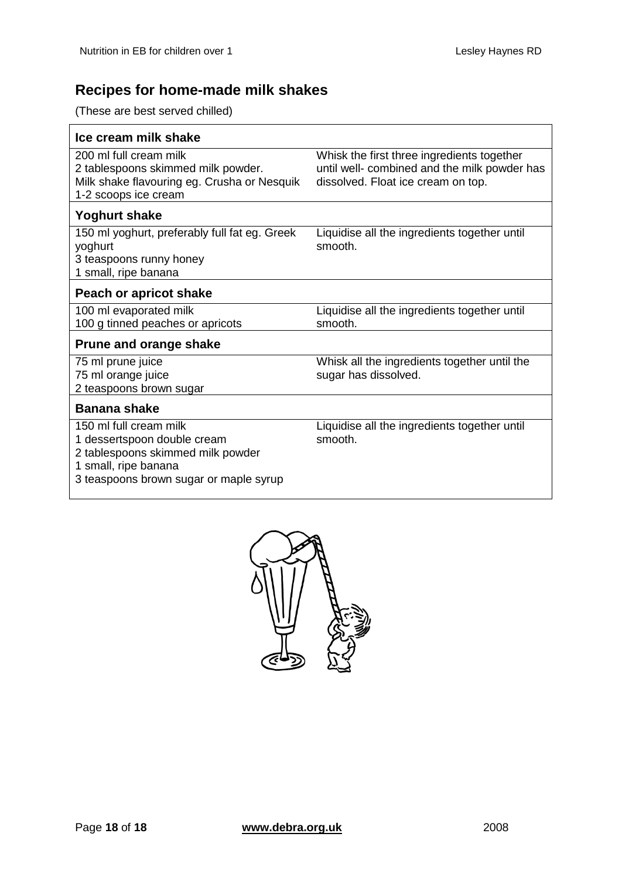## Recipes for home-made milk shakes

(These are best served chilled)

| Ice cream milk shake | |
|---|---|
| 200 ml full cream milk<br>2 tablespoons skimmed milk powder.<br>Milk shake flavouring eg. Crusha or Nesquik<br>1-2 scoops ice cream | Whisk the first three ingredients together until well- combined and the milk powder has dissolved. Float ice cream on top. |
| **Yoghurt shake** | |
| 150 ml yoghurt, preferably full fat eg. Greek yoghurt<br>3 teaspoons runny honey<br>1 small, ripe banana | Liquidise all the ingredients together until smooth. |
| **Peach or apricot shake** | |
| 100 ml evaporated milk<br>100 g tinned peaches or apricots | Liquidise all the ingredients together until smooth. |
| **Prune and orange shake** | |
| 75 ml prune juice<br>75 ml orange juice<br>2 teaspoons brown sugar | Whisk all the ingredients together until the sugar has dissolved. |
| **Banana shake** | |
| 150 ml full cream milk<br>1 dessertspoon double cream<br>2 tablespoons skimmed milk powder<br>1 small, ripe banana<br>3 teaspoons brown sugar or maple syrup | Liquidise all the ingredients together until smooth. |